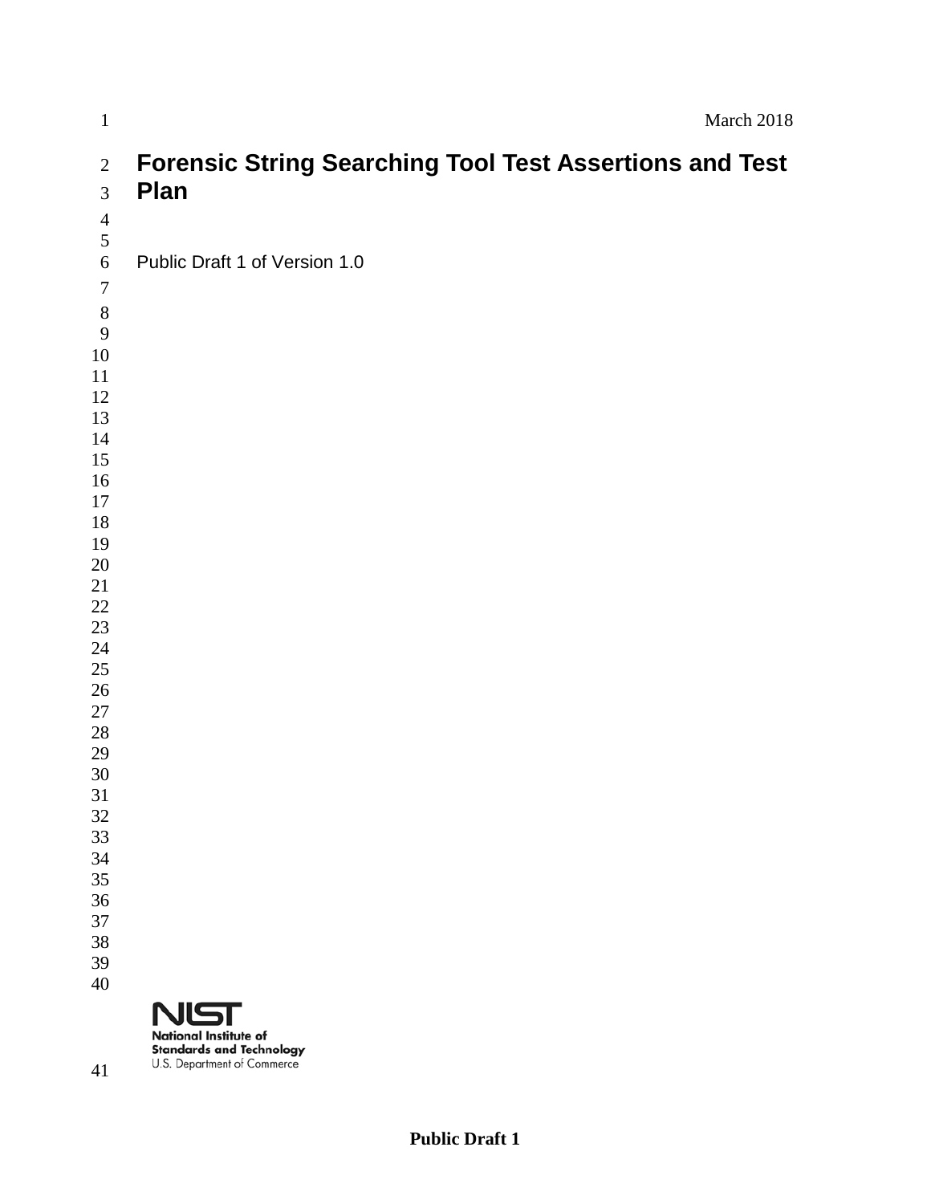March 2018

# Forensic String Searching Tool Test Assertions and Test Plan

Public Draft 1 of Version 1.0

National Institute of Standards and Technology
U.S. Department of Commerce

**Public Draft 1**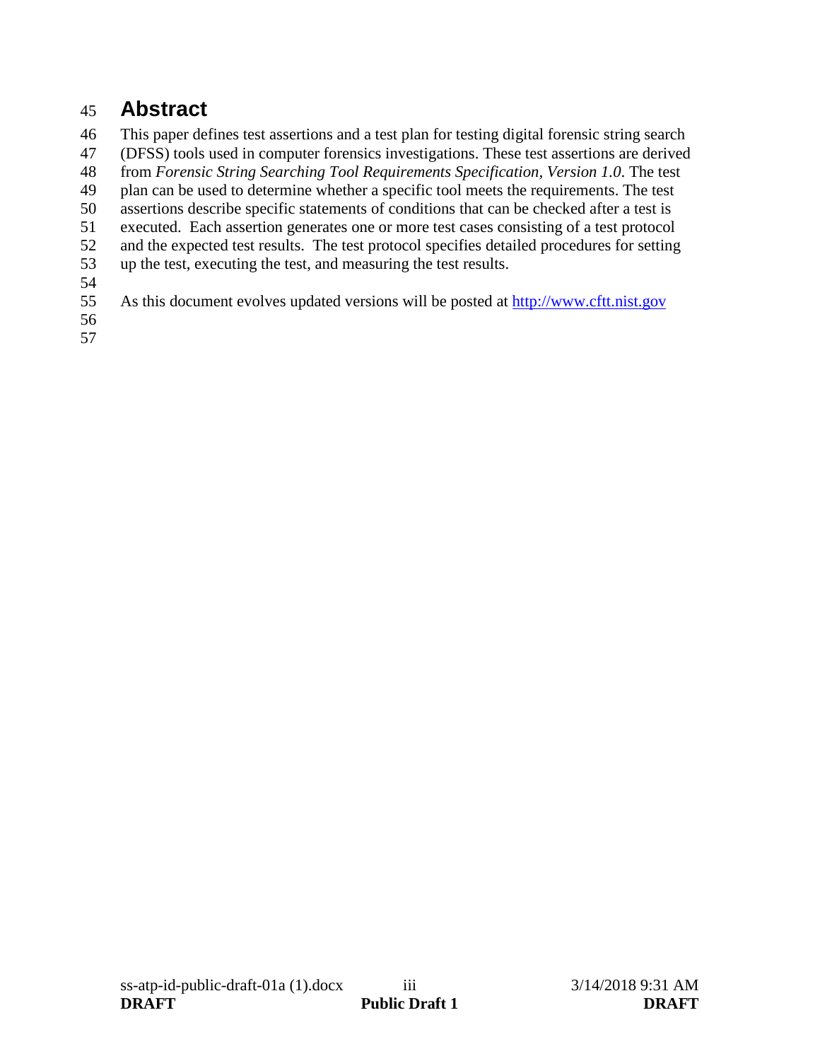# Abstract

This paper defines test assertions and a test plan for testing digital forensic string search (DFSS) tools used in computer forensics investigations. These test assertions are derived from *Forensic String Searching Tool Requirements Specification, Version 1.0*. The test plan can be used to determine whether a specific tool meets the requirements. The test assertions describe specific statements of conditions that can be checked after a test is executed. Each assertion generates one or more test cases consisting of a test protocol and the expected test results. The test protocol specifies detailed procedures for setting up the test, executing the test, and measuring the test results.

As this document evolves updated versions will be posted at http://www.cftt.nist.gov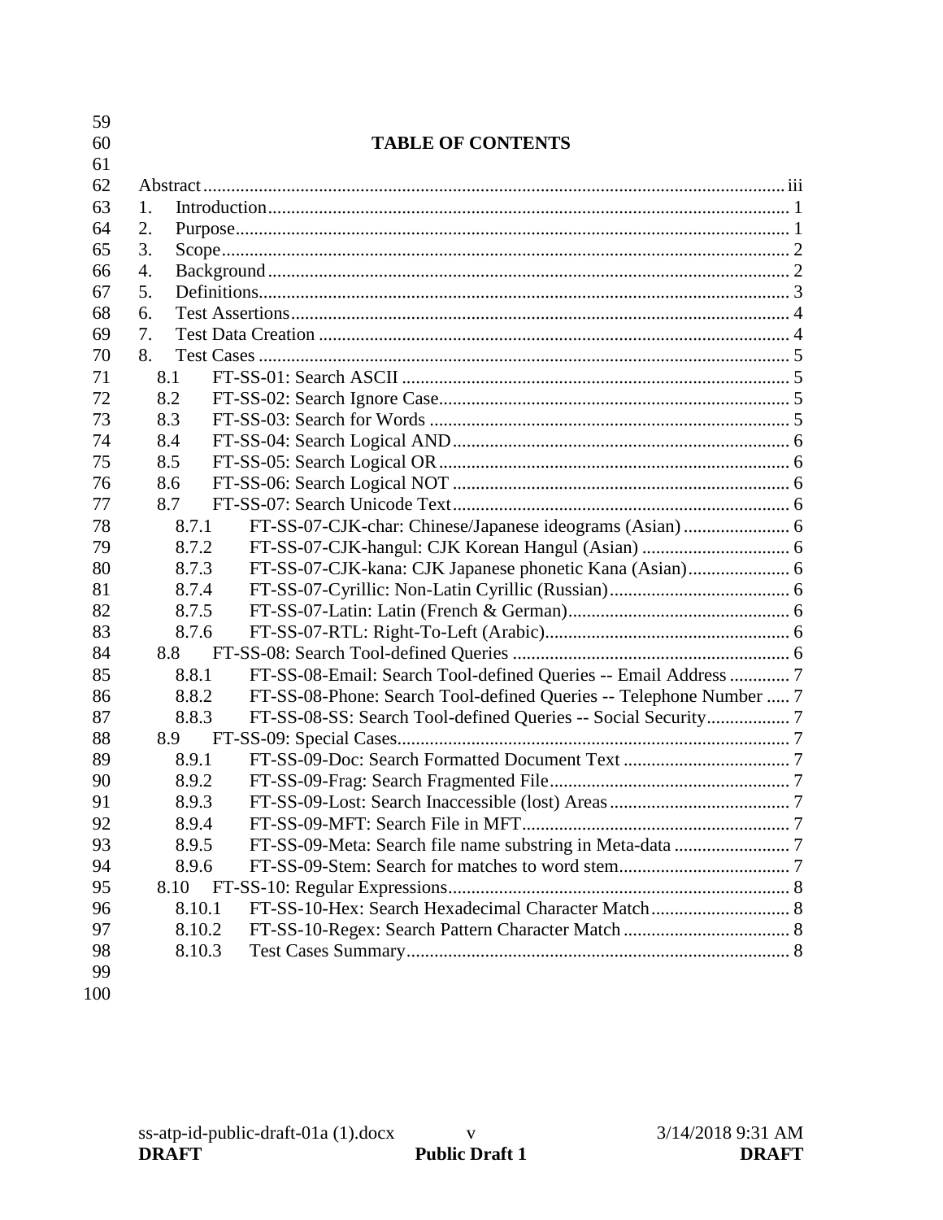## TABLE OF CONTENTS

Abstract ............ iii

1. Introduction ............ 1
2. Purpose ............ 1
3. Scope ............ 2
4. Background ............ 2
5. Definitions ............ 3
6. Test Assertions ............ 4
7. Test Data Creation ............ 4
8. Test Cases ............ 5
   - 8.1 FT-SS-01: Search ASCII ............ 5
   - 8.2 FT-SS-02: Search Ignore Case ............ 5
   - 8.3 FT-SS-03: Search for Words ............ 5
   - 8.4 FT-SS-04: Search Logical AND ............ 6
   - 8.5 FT-SS-05: Search Logical OR ............ 6
   - 8.6 FT-SS-06: Search Logical NOT ............ 6
   - 8.7 FT-SS-07: Search Unicode Text ............ 6
     - 8.7.1 FT-SS-07-CJK-char: Chinese/Japanese ideograms (Asian) ............ 6
     - 8.7.2 FT-SS-07-CJK-hangul: CJK Korean Hangul (Asian) ............ 6
     - 8.7.3 FT-SS-07-CJK-kana: CJK Japanese phonetic Kana (Asian) ............ 6
     - 8.7.4 FT-SS-07-Cyrillic: Non-Latin Cyrillic (Russian) ............ 6
     - 8.7.5 FT-SS-07-Latin: Latin (French & German) ............ 6
     - 8.7.6 FT-SS-07-RTL: Right-To-Left (Arabic) ............ 6
   - 8.8 FT-SS-08: Search Tool-defined Queries ............ 6
     - 8.8.1 FT-SS-08-Email: Search Tool-defined Queries -- Email Address ............ 7
     - 8.8.2 FT-SS-08-Phone: Search Tool-defined Queries -- Telephone Number ............ 7
     - 8.8.3 FT-SS-08-SS: Search Tool-defined Queries -- Social Security ............ 7
   - 8.9 FT-SS-09: Special Cases ............ 7
     - 8.9.1 FT-SS-09-Doc: Search Formatted Document Text ............ 7
     - 8.9.2 FT-SS-09-Frag: Search Fragmented File ............ 7
     - 8.9.3 FT-SS-09-Lost: Search Inaccessible (lost) Areas ............ 7
     - 8.9.4 FT-SS-09-MFT: Search File in MFT ............ 7
     - 8.9.5 FT-SS-09-Meta: Search file name substring in Meta-data ............ 7
     - 8.9.6 FT-SS-09-Stem: Search for matches to word stem ............ 7
   - 8.10 FT-SS-10: Regular Expressions ............ 8
     - 8.10.1 FT-SS-10-Hex: Search Hexadecimal Character Match ............ 8
     - 8.10.2 FT-SS-10-Regex: Search Pattern Character Match ............ 8
     - 8.10.3 Test Cases Summary ............ 8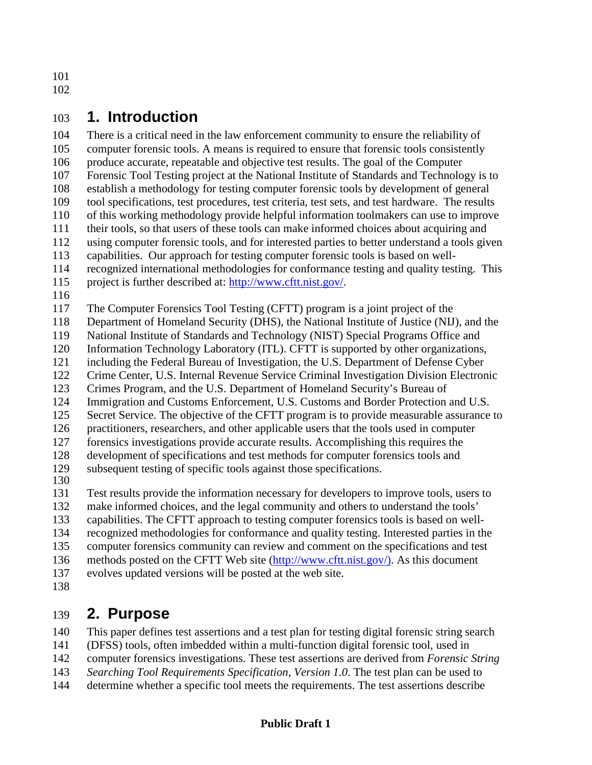# 1. Introduction

There is a critical need in the law enforcement community to ensure the reliability of computer forensic tools. A means is required to ensure that forensic tools consistently produce accurate, repeatable and objective test results. The goal of the Computer Forensic Tool Testing project at the National Institute of Standards and Technology is to establish a methodology for testing computer forensic tools by development of general tool specifications, test procedures, test criteria, test sets, and test hardware. The results of this working methodology provide helpful information toolmakers can use to improve their tools, so that users of these tools can make informed choices about acquiring and using computer forensic tools, and for interested parties to better understand a tools given capabilities. Our approach for testing computer forensic tools is based on well-recognized international methodologies for conformance testing and quality testing. This project is further described at: http://www.cftt.nist.gov/.

The Computer Forensics Tool Testing (CFTT) program is a joint project of the Department of Homeland Security (DHS), the National Institute of Justice (NIJ), and the National Institute of Standards and Technology (NIST) Special Programs Office and Information Technology Laboratory (ITL). CFTT is supported by other organizations, including the Federal Bureau of Investigation, the U.S. Department of Defense Cyber Crime Center, U.S. Internal Revenue Service Criminal Investigation Division Electronic Crimes Program, and the U.S. Department of Homeland Security's Bureau of Immigration and Customs Enforcement, U.S. Customs and Border Protection and U.S. Secret Service. The objective of the CFTT program is to provide measurable assurance to practitioners, researchers, and other applicable users that the tools used in computer forensics investigations provide accurate results. Accomplishing this requires the development of specifications and test methods for computer forensics tools and subsequent testing of specific tools against those specifications.

Test results provide the information necessary for developers to improve tools, users to make informed choices, and the legal community and others to understand the tools' capabilities. The CFTT approach to testing computer forensics tools is based on well-recognized methodologies for conformance and quality testing. Interested parties in the computer forensics community can review and comment on the specifications and test methods posted on the CFTT Web site (http://www.cftt.nist.gov/). As this document evolves updated versions will be posted at the web site.

# 2. Purpose

This paper defines test assertions and a test plan for testing digital forensic string search (DFSS) tools, often imbedded within a multi-function digital forensic tool, used in computer forensics investigations. These test assertions are derived from *Forensic String Searching Tool Requirements Specification, Version 1.0*. The test plan can be used to determine whether a specific tool meets the requirements. The test assertions describe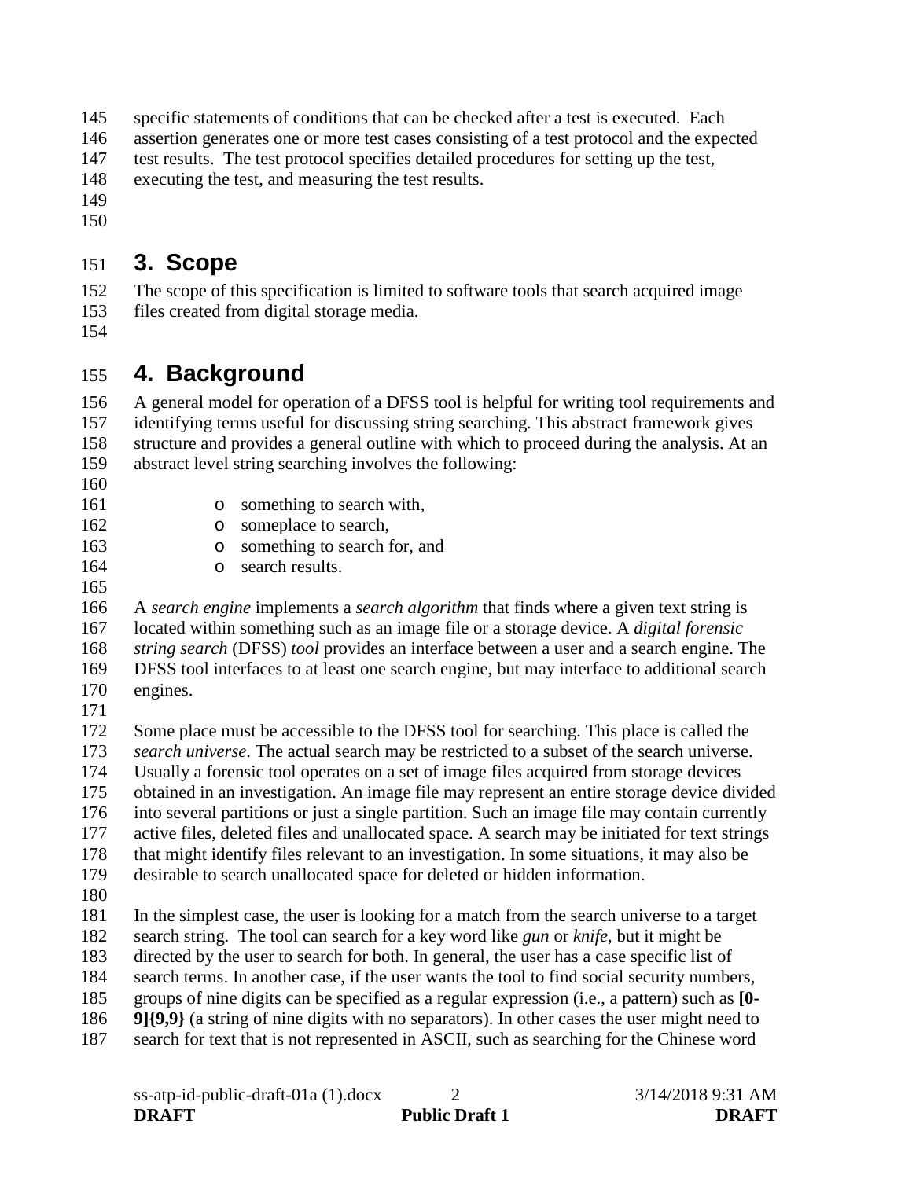specific statements of conditions that can be checked after a test is executed. Each assertion generates one or more test cases consisting of a test protocol and the expected test results. The test protocol specifies detailed procedures for setting up the test, executing the test, and measuring the test results.

# 3. Scope

The scope of this specification is limited to software tools that search acquired image files created from digital storage media.

# 4. Background

A general model for operation of a DFSS tool is helpful for writing tool requirements and identifying terms useful for discussing string searching. This abstract framework gives structure and provides a general outline with which to proceed during the analysis. At an abstract level string searching involves the following:

- something to search with,
- someplace to search,
- something to search for, and
- search results.

A *search engine* implements a *search algorithm* that finds where a given text string is located within something such as an image file or a storage device. A *digital forensic string search* (DFSS) *tool* provides an interface between a user and a search engine. The DFSS tool interfaces to at least one search engine, but may interface to additional search engines.

Some place must be accessible to the DFSS tool for searching. This place is called the *search universe*. The actual search may be restricted to a subset of the search universe. Usually a forensic tool operates on a set of image files acquired from storage devices obtained in an investigation. An image file may represent an entire storage device divided into several partitions or just a single partition. Such an image file may contain currently active files, deleted files and unallocated space. A search may be initiated for text strings that might identify files relevant to an investigation. In some situations, it may also be desirable to search unallocated space for deleted or hidden information.

In the simplest case, the user is looking for a match from the search universe to a target search string. The tool can search for a key word like *gun* or *knife*, but it might be directed by the user to search for both. In general, the user has a case specific list of search terms. In another case, if the user wants the tool to find social security numbers, groups of nine digits can be specified as a regular expression (i.e., a pattern) such as **[0-9]{9,9}** (a string of nine digits with no separators). In other cases the user might need to search for text that is not represented in ASCII, such as searching for the Chinese word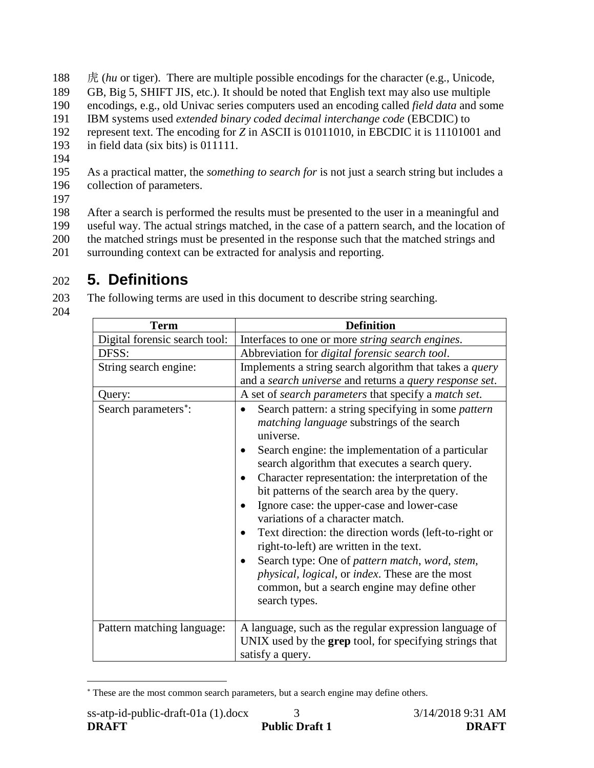虎 (*hu* or tiger). There are multiple possible encodings for the character (e.g., Unicode, GB, Big 5, SHIFT JIS, etc.). It should be noted that English text may also use multiple encodings, e.g., old Univac series computers used an encoding called *field data* and some IBM systems used *extended binary coded decimal interchange code* (EBCDIC) to represent text. The encoding for *Z* in ASCII is 01011010, in EBCDIC it is 11101001 and in field data (six bits) is 011111.

As a practical matter, the *something to search for* is not just a search string but includes a collection of parameters.

After a search is performed the results must be presented to the user in a meaningful and useful way. The actual strings matched, in the case of a pattern search, and the location of the matched strings must be presented in the response such that the matched strings and surrounding context can be extracted for analysis and reporting.

# 5. Definitions

The following terms are used in this document to describe string searching.

| Term | Definition |
|---|---|
| Digital forensic search tool: | Interfaces to one or more *string search engines*. |
| DFSS: | Abbreviation for *digital forensic search tool*. |
| String search engine: | Implements a string search algorithm that takes a *query* and a *search universe* and returns a *query response set*. |
| Query: | A set of *search parameters* that specify a *match set*. |
| Search parameters[*]: | • Search pattern: a string specifying in some *pattern matching language* substrings of the search universe.<br>• Search engine: the implementation of a particular search algorithm that executes a search query.<br>• Character representation: the interpretation of the bit patterns of the search area by the query.<br>• Ignore case: the upper-case and lower-case variations of a character match.<br>• Text direction: the direction words (left-to-right or right-to-left) are written in the text.<br>• Search type: One of *pattern match*, *word*, *stem, physical, logical*, or *index*. These are the most common, but a search engine may define other search types. |
| Pattern matching language: | A language, such as the regular expression language of UNIX used by the **grep** tool, for specifying strings that satisfy a query. |

[*] These are the most common search parameters, but a search engine may define others.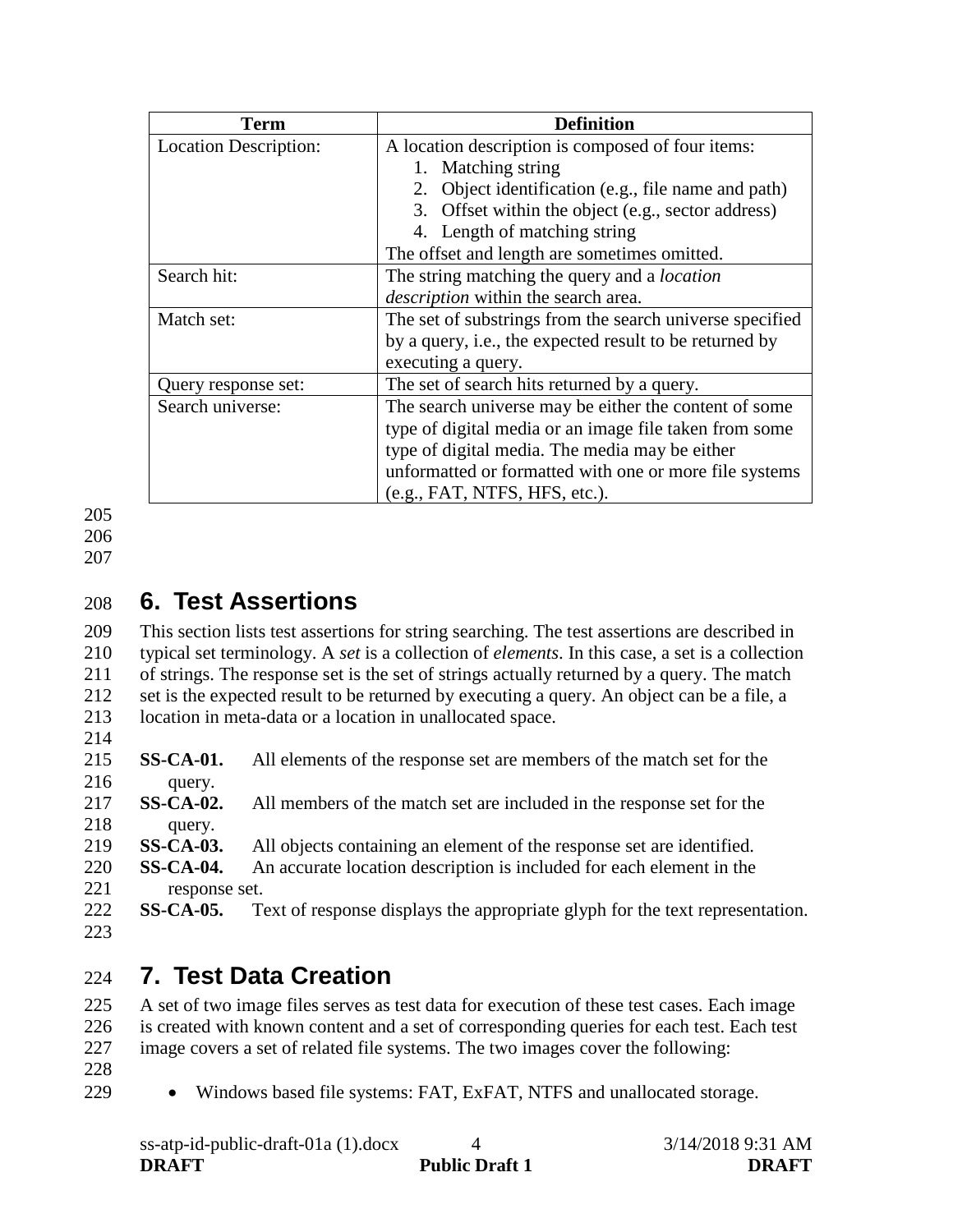| Term | Definition |
|---|---|
| Location Description: | A location description is composed of four items:<br>1. Matching string<br>2. Object identification (e.g., file name and path)<br>3. Offset within the object (e.g., sector address)<br>4. Length of matching string<br>The offset and length are sometimes omitted. |
| Search hit: | The string matching the query and a *location description* within the search area. |
| Match set: | The set of substrings from the search universe specified by a query, i.e., the expected result to be returned by executing a query. |
| Query response set: | The set of search hits returned by a query. |
| Search universe: | The search universe may be either the content of some type of digital media or an image file taken from some type of digital media. The media may be either unformatted or formatted with one or more file systems (e.g., FAT, NTFS, HFS, etc.). |

# 6. Test Assertions

This section lists test assertions for string searching. The test assertions are described in typical set terminology. A *set* is a collection of *elements*. In this case, a set is a collection of strings. The response set is the set of strings actually returned by a query. The match set is the expected result to be returned by executing a query. An object can be a file, a location in meta-data or a location in unallocated space.

**SS-CA-01.** All elements of the response set are members of the match set for the query.
**SS-CA-02.** All members of the match set are included in the response set for the query.
**SS-CA-03.** All objects containing an element of the response set are identified.
**SS-CA-04.** An accurate location description is included for each element in the response set.
**SS-CA-05.** Text of response displays the appropriate glyph for the text representation.

# 7. Test Data Creation

A set of two image files serves as test data for execution of these test cases. Each image is created with known content and a set of corresponding queries for each test. Each test image covers a set of related file systems. The two images cover the following:

- Windows based file systems: FAT, ExFAT, NTFS and unallocated storage.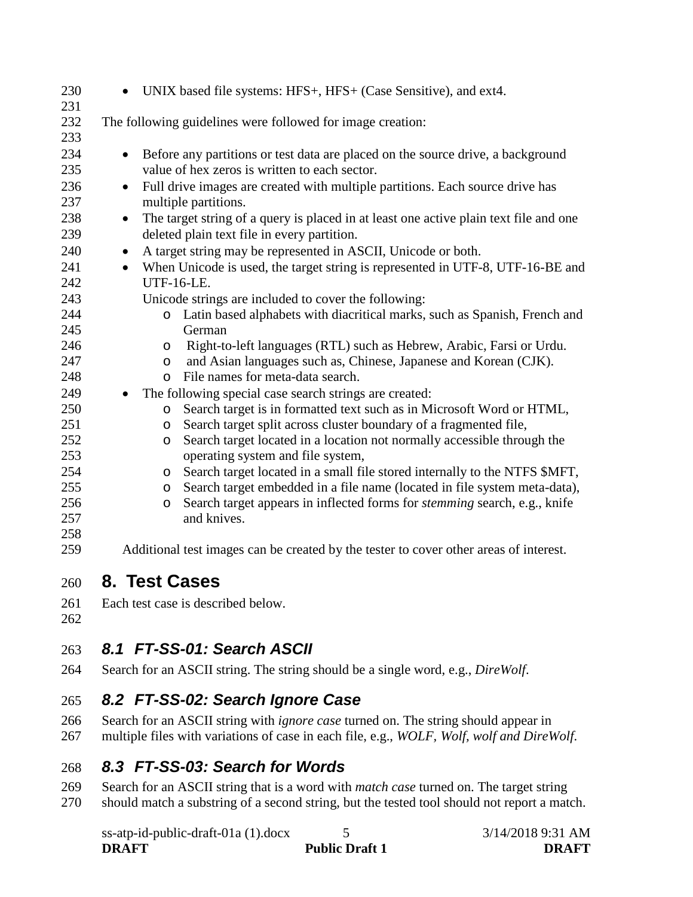- UNIX based file systems: HFS+, HFS+ (Case Sensitive), and ext4.

The following guidelines were followed for image creation:

- Before any partitions or test data are placed on the source drive, a background value of hex zeros is written to each sector.
- Full drive images are created with multiple partitions. Each source drive has multiple partitions.
- The target string of a query is placed in at least one active plain text file and one deleted plain text file in every partition.
- A target string may be represented in ASCII, Unicode or both.
- When Unicode is used, the target string is represented in UTF-8, UTF-16-BE and UTF-16-LE.
  Unicode strings are included to cover the following:
  - Latin based alphabets with diacritical marks, such as Spanish, French and German
  - Right-to-left languages (RTL) such as Hebrew, Arabic, Farsi or Urdu.
  - and Asian languages such as, Chinese, Japanese and Korean (CJK).
  - File names for meta-data search.
- The following special case search strings are created:
  - Search target is in formatted text such as in Microsoft Word or HTML,
  - Search target split across cluster boundary of a fragmented file,
  - Search target located in a location not normally accessible through the operating system and file system,
  - Search target located in a small file stored internally to the NTFS $MFT,
  - Search target embedded in a file name (located in file system meta-data),
  - Search target appears in inflected forms for *stemming* search, e.g., knife and knives.

Additional test images can be created by the tester to cover other areas of interest.

# 8. Test Cases

Each test case is described below.

## *8.1 FT-SS-01: Search ASCII*

Search for an ASCII string. The string should be a single word, e.g., *DireWolf*.

## *8.2 FT-SS-02: Search Ignore Case*

Search for an ASCII string with *ignore case* turned on. The string should appear in multiple files with variations of case in each file, e.g., *WOLF, Wolf, wolf and DireWolf*.

## *8.3 FT-SS-03: Search for Words*

Search for an ASCII string that is a word with *match case* turned on. The target string should match a substring of a second string, but the tested tool should not report a match.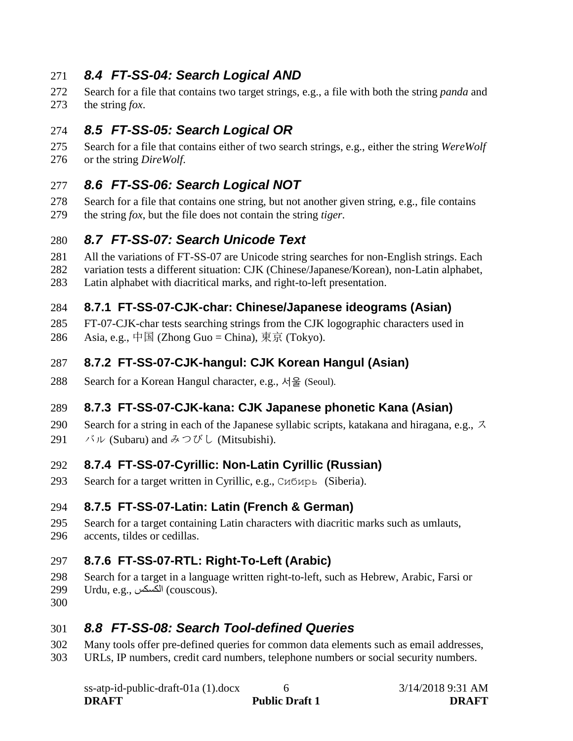## 8.4 FT-SS-04: Search Logical AND

Search for a file that contains two target strings, e.g., a file with both the string *panda* and the string *fox*.

## 8.5 FT-SS-05: Search Logical OR

Search for a file that contains either of two search strings, e.g., either the string *WereWolf* or the string *DireWolf*.

## 8.6 FT-SS-06: Search Logical NOT

Search for a file that contains one string, but not another given string, e.g., file contains the string *fox*, but the file does not contain the string *tiger*.

## 8.7 FT-SS-07: Search Unicode Text

All the variations of FT-SS-07 are Unicode string searches for non-English strings. Each variation tests a different situation: CJK (Chinese/Japanese/Korean), non-Latin alphabet, Latin alphabet with diacritical marks, and right-to-left presentation.

### 8.7.1 FT-SS-07-CJK-char: Chinese/Japanese ideograms (Asian)

FT-07-CJK-char tests searching strings from the CJK logographic characters used in Asia, e.g., 中国 (Zhong Guo = China), 東京 (Tokyo).

### 8.7.2 FT-SS-07-CJK-hangul: CJK Korean Hangul (Asian)

Search for a Korean Hangul character, e.g., 서울 (Seoul).

### 8.7.3 FT-SS-07-CJK-kana: CJK Japanese phonetic Kana (Asian)

Search for a string in each of the Japanese syllabic scripts, katakana and hiragana, e.g., スバル (Subaru) and みつびし (Mitsubishi).

### 8.7.4 FT-SS-07-Cyrillic: Non-Latin Cyrillic (Russian)

Search for a target written in Cyrillic, e.g., Сибирь (Siberia).

### 8.7.5 FT-SS-07-Latin: Latin (French & German)

Search for a target containing Latin characters with diacritic marks such as umlauts, accents, tildes or cedillas.

### 8.7.6 FT-SS-07-RTL: Right-To-Left (Arabic)

Search for a target in a language written right-to-left, such as Hebrew, Arabic, Farsi or Urdu, e.g., الكسكس (couscous).

## 8.8 FT-SS-08: Search Tool-defined Queries

Many tools offer pre-defined queries for common data elements such as email addresses, URLs, IP numbers, credit card numbers, telephone numbers or social security numbers.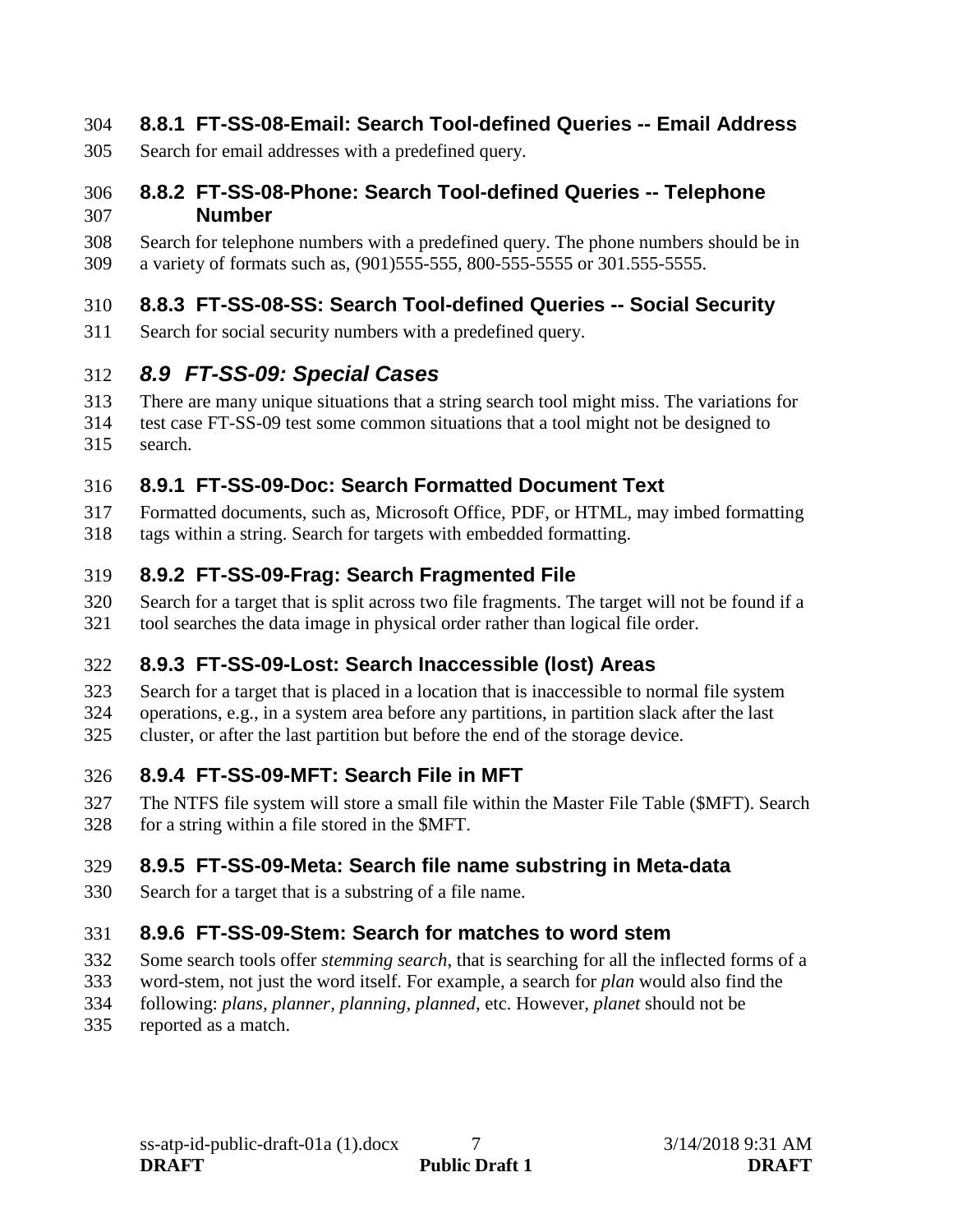### 8.8.1 FT-SS-08-Email: Search Tool-defined Queries -- Email Address

Search for email addresses with a predefined query.

### 8.8.2 FT-SS-08-Phone: Search Tool-defined Queries -- Telephone Number

Search for telephone numbers with a predefined query. The phone numbers should be in a variety of formats such as, (901)555-555, 800-555-5555 or 301.555-5555.

### 8.8.3 FT-SS-08-SS: Search Tool-defined Queries -- Social Security

Search for social security numbers with a predefined query.

## *8.9 FT-SS-09: Special Cases*

There are many unique situations that a string search tool might miss. The variations for test case FT-SS-09 test some common situations that a tool might not be designed to search.

### 8.9.1 FT-SS-09-Doc: Search Formatted Document Text

Formatted documents, such as, Microsoft Office, PDF, or HTML, may imbed formatting tags within a string. Search for targets with embedded formatting.

### 8.9.2 FT-SS-09-Frag: Search Fragmented File

Search for a target that is split across two file fragments. The target will not be found if a tool searches the data image in physical order rather than logical file order.

### 8.9.3 FT-SS-09-Lost: Search Inaccessible (lost) Areas

Search for a target that is placed in a location that is inaccessible to normal file system operations, e.g., in a system area before any partitions, in partition slack after the last cluster, or after the last partition but before the end of the storage device.

### 8.9.4 FT-SS-09-MFT: Search File in MFT

The NTFS file system will store a small file within the Master File Table ($MFT). Search for a string within a file stored in the $MFT.

### 8.9.5 FT-SS-09-Meta: Search file name substring in Meta-data

Search for a target that is a substring of a file name.

### 8.9.6 FT-SS-09-Stem: Search for matches to word stem

Some search tools offer *stemming search*, that is searching for all the inflected forms of a word-stem, not just the word itself. For example, a search for *plan* would also find the following: *plans, planner, planning, planned*, etc. However, *planet* should not be reported as a match.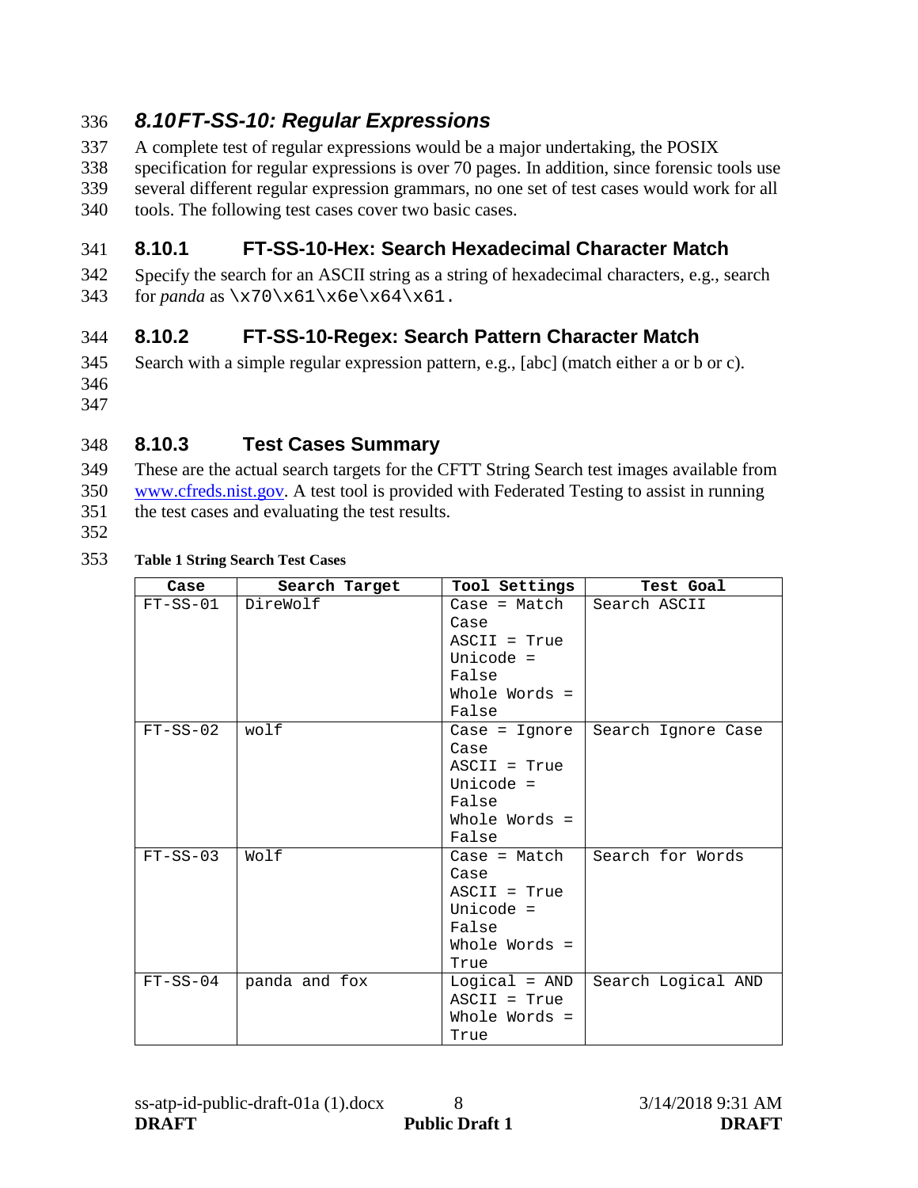## 8.10 FT-SS-10: Regular Expressions

A complete test of regular expressions would be a major undertaking, the POSIX specification for regular expressions is over 70 pages. In addition, since forensic tools use several different regular expression grammars, no one set of test cases would work for all tools. The following test cases cover two basic cases.

### 8.10.1 FT-SS-10-Hex: Search Hexadecimal Character Match

Specify the search for an ASCII string as a string of hexadecimal characters, e.g., search for *panda* as `\x70\x61\x6e\x64\x61`.

### 8.10.2 FT-SS-10-Regex: Search Pattern Character Match

Search with a simple regular expression pattern, e.g., [abc] (match either a or b or c).

### 8.10.3 Test Cases Summary

These are the actual search targets for the CFTT String Search test images available from [www.cfreds.nist.gov](http://www.cfreds.nist.gov). A test tool is provided with Federated Testing to assist in running the test cases and evaluating the test results.

**Table 1 String Search Test Cases**

| Case | Search Target | Tool Settings | Test Goal |
|---|---|---|---|
| FT-SS-01 | DireWolf | Case = Match Case<br>ASCII = True<br>Unicode = False<br>Whole Words = False | Search ASCII |
| FT-SS-02 | wolf | Case = Ignore Case<br>ASCII = True<br>Unicode = False<br>Whole Words = False | Search Ignore Case |
| FT-SS-03 | Wolf | Case = Match Case<br>ASCII = True<br>Unicode = False<br>Whole Words = True | Search for Words |
| FT-SS-04 | panda and fox | Logical = AND<br>ASCII = True<br>Whole Words = True | Search Logical AND |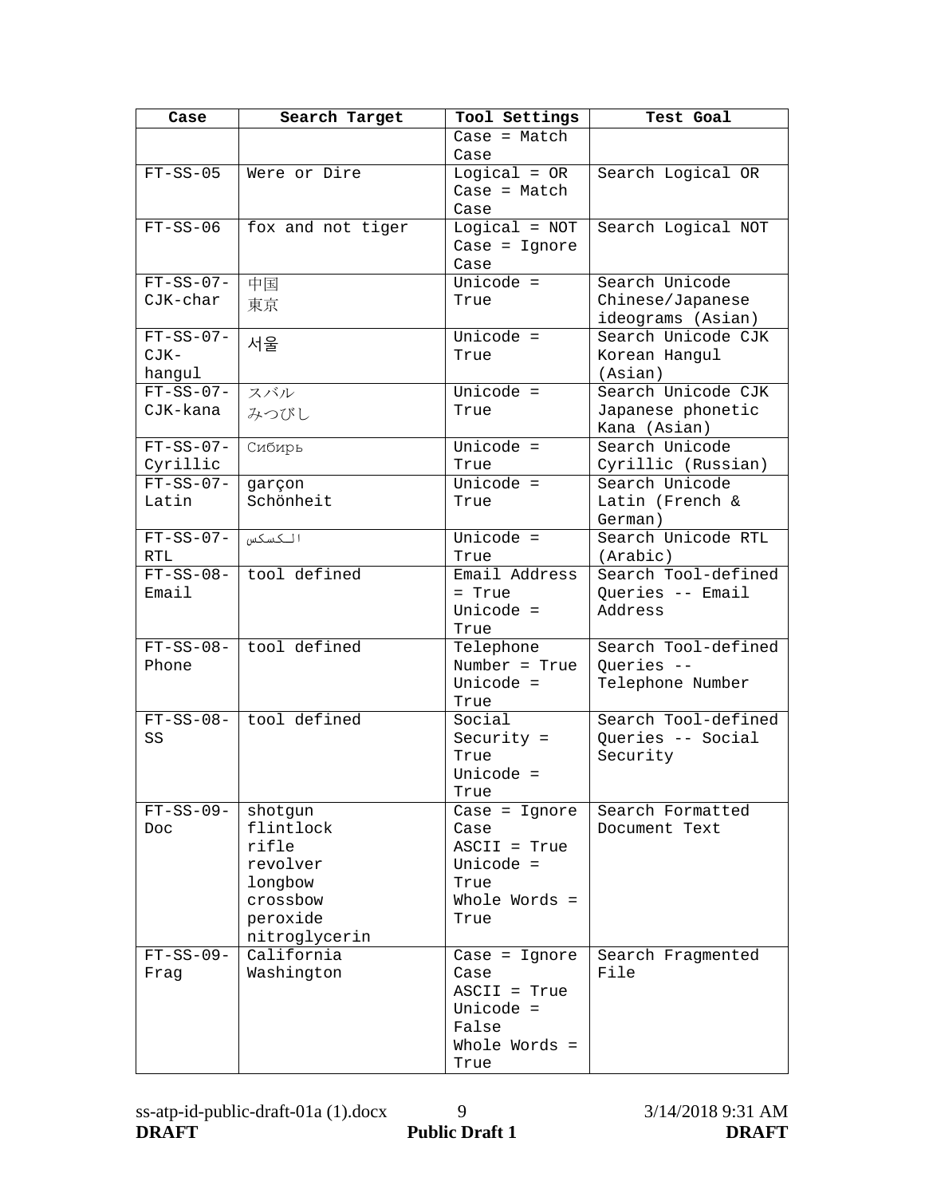| Case | Search Target | Tool Settings | Test Goal |
|---|---|---|---|
| | | Case = Match Case | |
| FT-SS-05 | Were or Dire | Logical = OR<br>Case = Match Case | Search Logical OR |
| FT-SS-06 | fox and not tiger | Logical = NOT<br>Case = Ignore Case | Search Logical NOT |
| FT-SS-07-CJK-char | 中国<br>東京 | Unicode = True | Search Unicode Chinese/Japanese ideograms (Asian) |
| FT-SS-07-CJK-hangul | 서울 | Unicode = True | Search Unicode CJK Korean Hangul (Asian) |
| FT-SS-07-CJK-kana | スバル<br>みつびし | Unicode = True | Search Unicode CJK Japanese phonetic Kana (Asian) |
| FT-SS-07-Cyrillic | Сибирь | Unicode = True | Search Unicode Cyrillic (Russian) |
| FT-SS-07-Latin | garçon<br>Schönheit | Unicode = True | Search Unicode Latin (French & German) |
| FT-SS-07-RTL | الكسكس | Unicode = True | Search Unicode RTL (Arabic) |
| FT-SS-08-Email | tool defined | Email Address = True<br>Unicode = True | Search Tool-defined Queries -- Email Address |
| FT-SS-08-Phone | tool defined | Telephone Number = True<br>Unicode = True | Search Tool-defined Queries -- Telephone Number |
| FT-SS-08-SS | tool defined | Social Security = True<br>Unicode = True | Search Tool-defined Queries -- Social Security |
| FT-SS-09-Doc | shotgun<br>flintlock<br>rifle<br>revolver<br>longbow<br>crossbow<br>peroxide<br>nitroglycerin | Case = Ignore Case<br>ASCII = True<br>Unicode = True<br>Whole Words = True | Search Formatted Document Text |
| FT-SS-09-Frag | California<br>Washington | Case = Ignore Case<br>ASCII = True<br>Unicode = False<br>Whole Words = True | Search Fragmented File |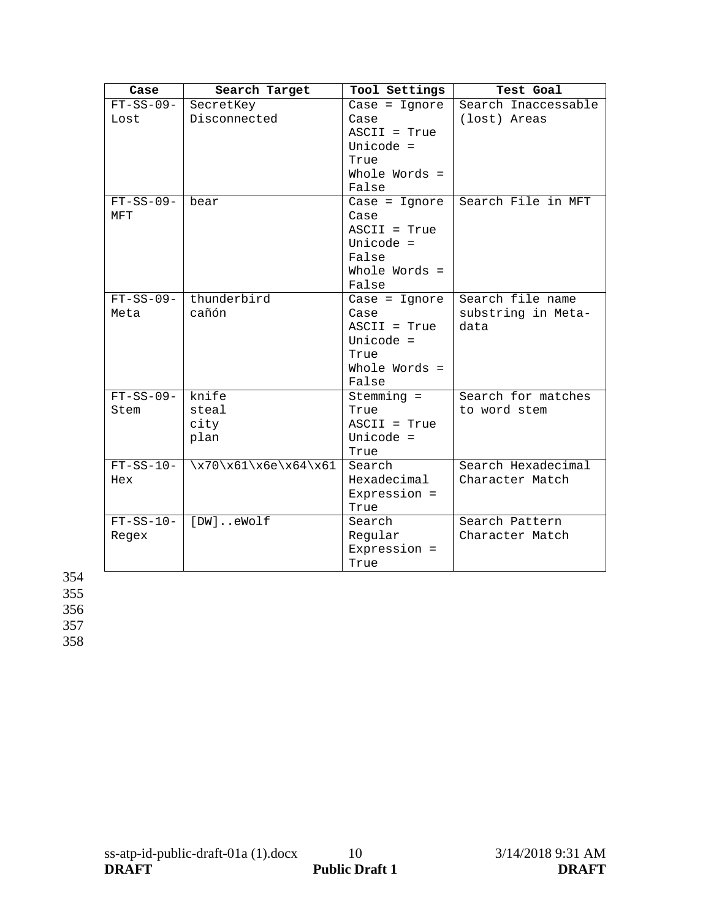| Case | Search Target | Tool Settings | Test Goal |
|---|---|---|---|
| FT-SS-09-Lost | SecretKey Disconnected | Case = Ignore Case ASCII = True Unicode = True Whole Words = False | Search Inaccessable (lost) Areas |
| FT-SS-09-MFT | bear | Case = Ignore Case ASCII = True Unicode = False Whole Words = False | Search File in MFT |
| FT-SS-09-Meta | thunderbird cañón | Case = Ignore Case ASCII = True Unicode = True Whole Words = False | Search file name substring in Meta-data |
| FT-SS-09-Stem | knife steal city plan | Stemming = True ASCII = True Unicode = True | Search for matches to word stem |
| FT-SS-10-Hex | \x70\x61\x6e\x64\x61 | Search Hexadecimal Expression = True | Search Hexadecimal Character Match |
| FT-SS-10-Regex | [DW]..eWolf | Search Regular Expression = True | Search Pattern Character Match |